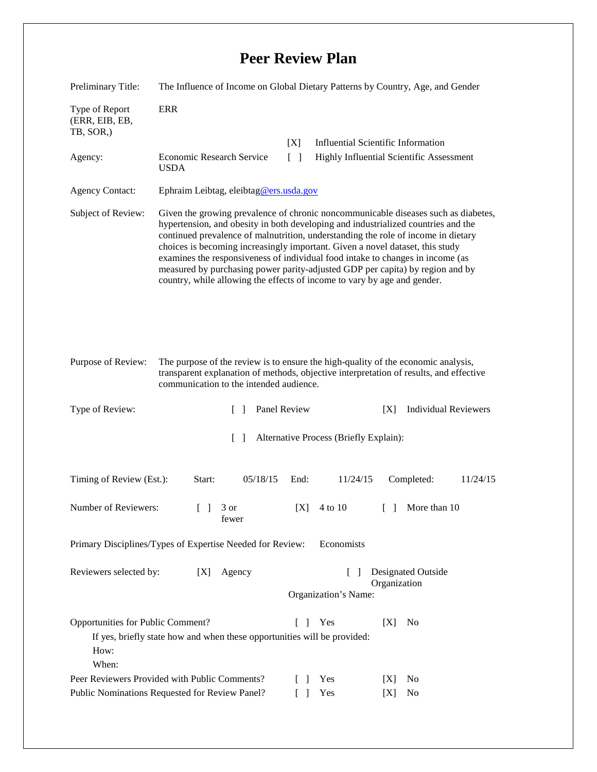# Peer Review Plan

| | |
|---|---|
| Preliminary Title: | The Influence of Income on Global Dietary Patterns by Country, Age, and Gender |
| Type of Report (ERR, EIB, EB, TB, SOR,) | ERR |
| Agency: | Economic Research Service USDA |
| | [X] Influential Scientific Information |
| | [ ] Highly Influential Scientific Assessment |
| Agency Contact: | Ephraim Leibtag, eleibtag@ers.usda.gov |
| Subject of Review: | Given the growing prevalence of chronic noncommunicable diseases such as diabetes, hypertension, and obesity in both developing and industrialized countries and the continued prevalence of malnutrition, understanding the role of income in dietary choices is becoming increasingly important. Given a novel dataset, this study examines the responsiveness of individual food intake to changes in income (as measured by purchasing power parity-adjusted GDP per capita) by region and by country, while allowing the effects of income to vary by age and gender. |
| Purpose of Review: | The purpose of the review is to ensure the high-quality of the economic analysis, transparent explanation of methods, objective interpretation of results, and effective communication to the intended audience. |

Type of Review: [ ] Panel Review [X] Individual Reviewers

[ ] Alternative Process (Briefly Explain):

Timing of Review (Est.): Start: 05/18/15 End: 11/24/15 Completed: 11/24/15

Number of Reviewers: [ ] 3 or fewer [X] 4 to 10 [ ] More than 10

Primary Disciplines/Types of Expertise Needed for Review: Economists

Reviewers selected by: [X] Agency [ ] Designated Outside Organization

Organization's Name:

Opportunities for Public Comment? [ ] Yes [X] No

If yes, briefly state how and when these opportunities will be provided:

How:

When:

Peer Reviewers Provided with Public Comments? [ ] Yes [X] No

Public Nominations Requested for Review Panel? [ ] Yes [X] No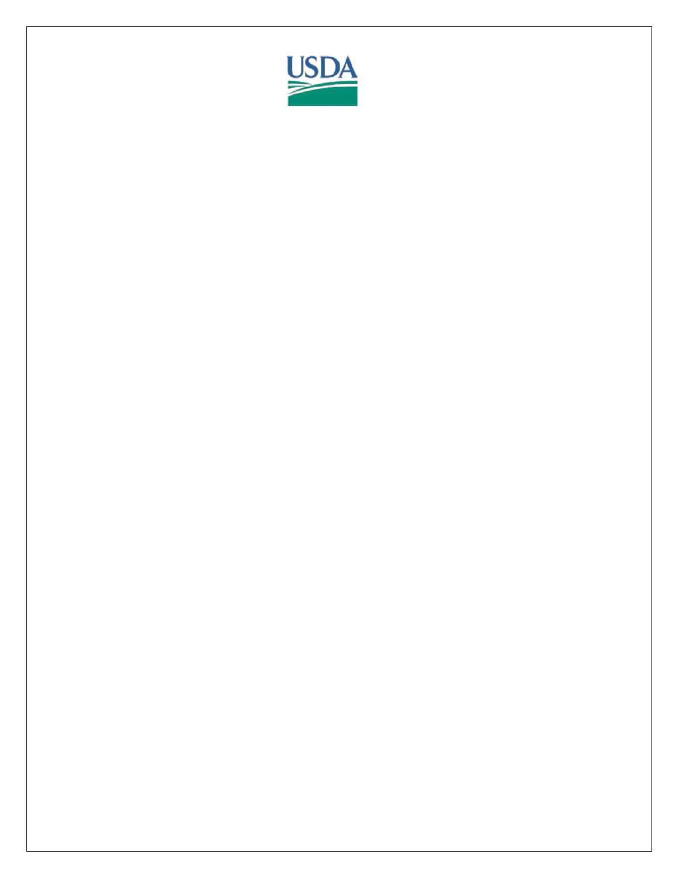USDA